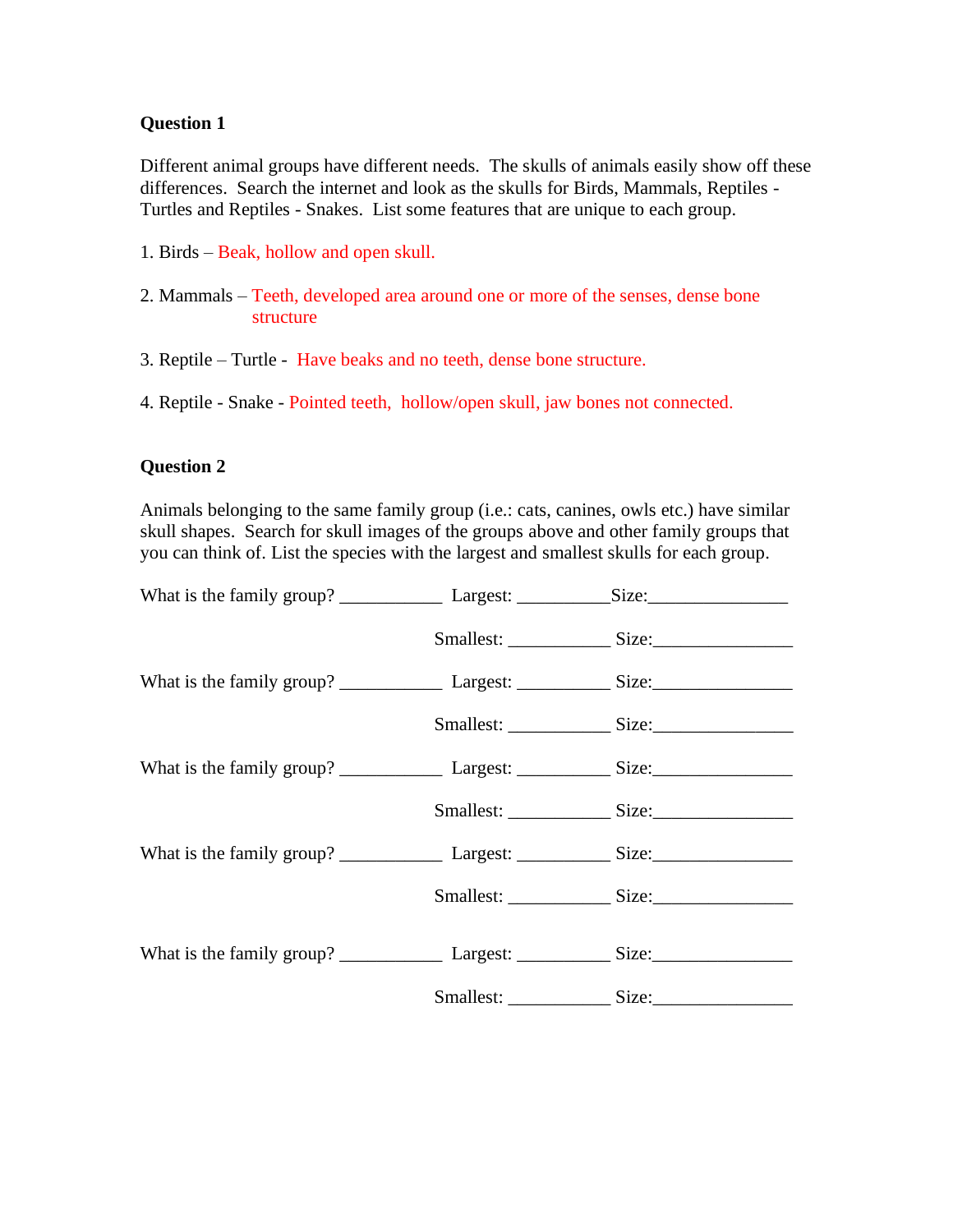**Question 1**

Different animal groups have different needs. The skulls of animals easily show off these differences. Search the internet and look as the skulls for Birds, Mammals, Reptiles - Turtles and Reptiles - Snakes. List some features that are unique to each group.

1. Birds – Beak, hollow and open skull.

2. Mammals – Teeth, developed area around one or more of the senses, dense bone structure

3. Reptile – Turtle - Have beaks and no teeth, dense bone structure.

4. Reptile - Snake - Pointed teeth, hollow/open skull, jaw bones not connected.

**Question 2**

Animals belonging to the same family group (i.e.: cats, canines, owls etc.) have similar skull shapes. Search for skull images of the groups above and other family groups that you can think of. List the species with the largest and smallest skulls for each group.

What is the family group? ___________ Largest: __________Size:_______________

Smallest: ___________ Size:_______________

What is the family group? ___________ Largest: __________ Size:_______________

Smallest: ___________ Size:_______________

What is the family group? ___________ Largest: __________ Size:_______________

Smallest: ___________ Size:_______________

What is the family group? ___________ Largest: __________ Size:_______________

Smallest: ___________ Size:_______________

What is the family group? ___________ Largest: __________ Size:_______________

Smallest: ___________ Size:_______________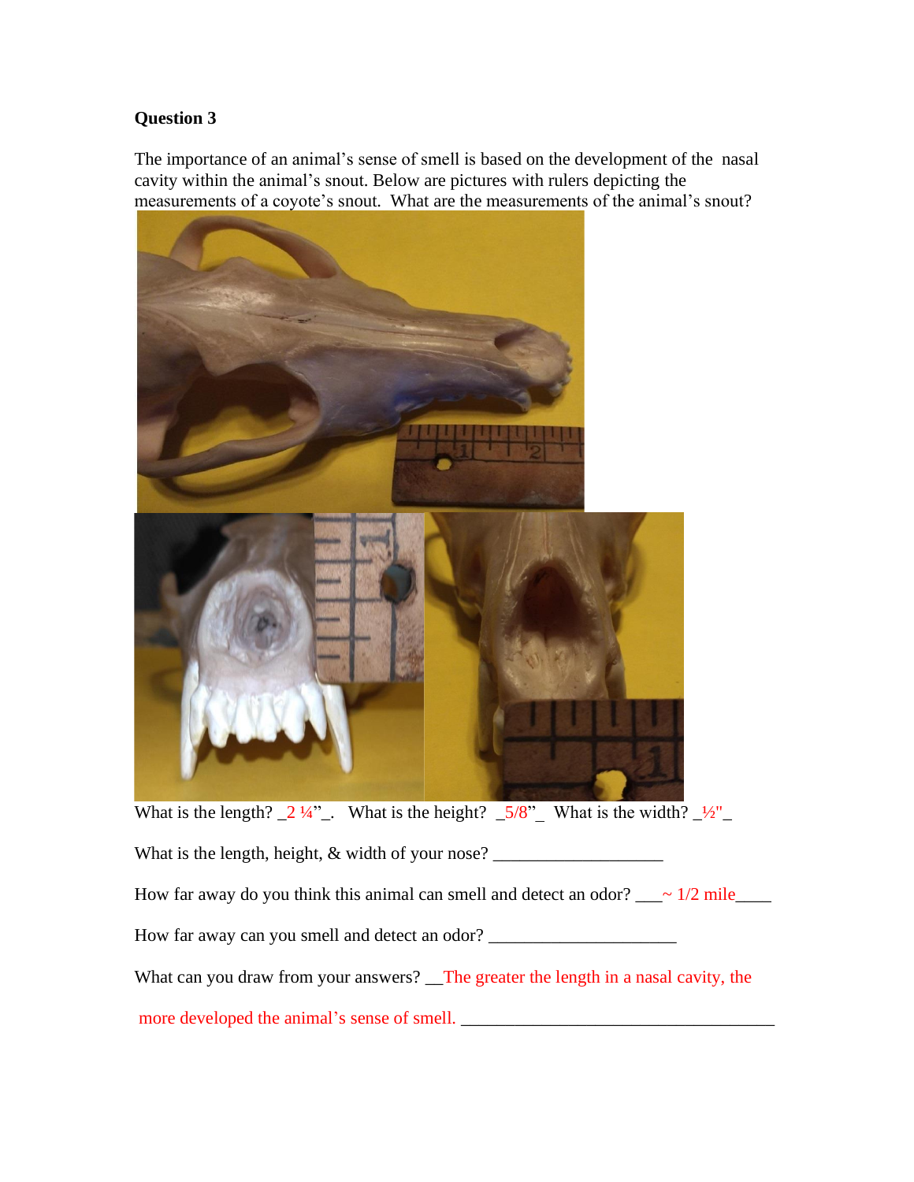**Question 3**

The importance of an animal's sense of smell is based on the development of the nasal cavity within the animal's snout. Below are pictures with rulers depicting the measurements of a coyote's snout. What are the measurements of the animal's snout?

What is the length? _2 ¼"_. What is the height? _5/8"_ What is the width? _½"_

What is the length, height, & width of your nose? ___________________

How far away do you think this animal can smell and detect an odor? ___~ 1/2 mile____

How far away can you smell and detect an odor? _____________________

What can you draw from your answers? __The greater the length in a nasal cavity, the more developed the animal's sense of smell. __________________________________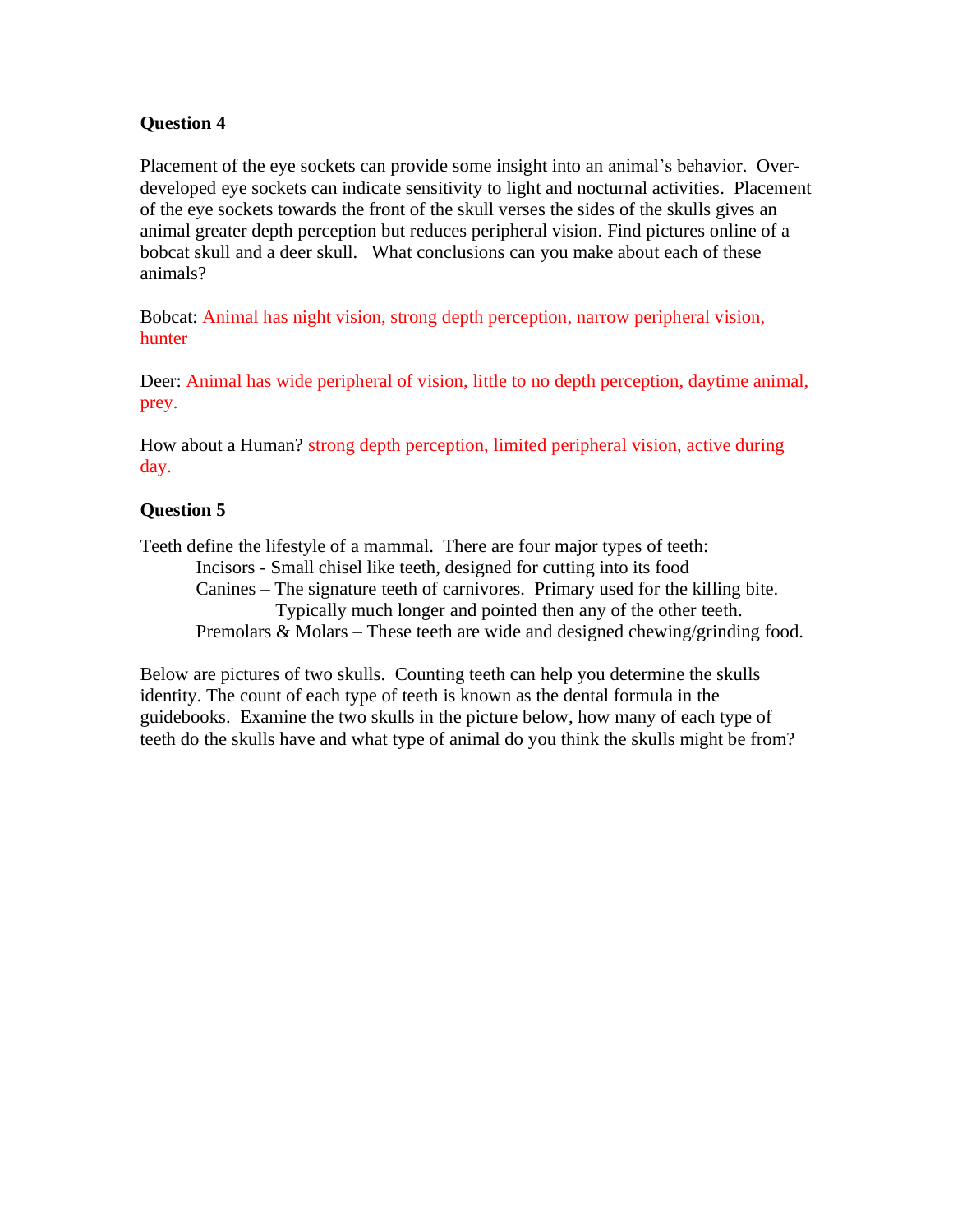**Question 4**

Placement of the eye sockets can provide some insight into an animal's behavior. Over-developed eye sockets can indicate sensitivity to light and nocturnal activities. Placement of the eye sockets towards the front of the skull verses the sides of the skulls gives an animal greater depth perception but reduces peripheral vision. Find pictures online of a bobcat skull and a deer skull. What conclusions can you make about each of these animals?

Bobcat: Animal has night vision, strong depth perception, narrow peripheral vision, hunter

Deer: Animal has wide peripheral of vision, little to no depth perception, daytime animal, prey.

How about a Human? strong depth perception, limited peripheral vision, active during day.

**Question 5**

Teeth define the lifestyle of a mammal. There are four major types of teeth:

- Incisors - Small chisel like teeth, designed for cutting into its food
- Canines – The signature teeth of carnivores. Primary used for the killing bite. Typically much longer and pointed then any of the other teeth.
- Premolars & Molars – These teeth are wide and designed chewing/grinding food.

Below are pictures of two skulls. Counting teeth can help you determine the skulls identity. The count of each type of teeth is known as the dental formula in the guidebooks. Examine the two skulls in the picture below, how many of each type of teeth do the skulls have and what type of animal do you think the skulls might be from?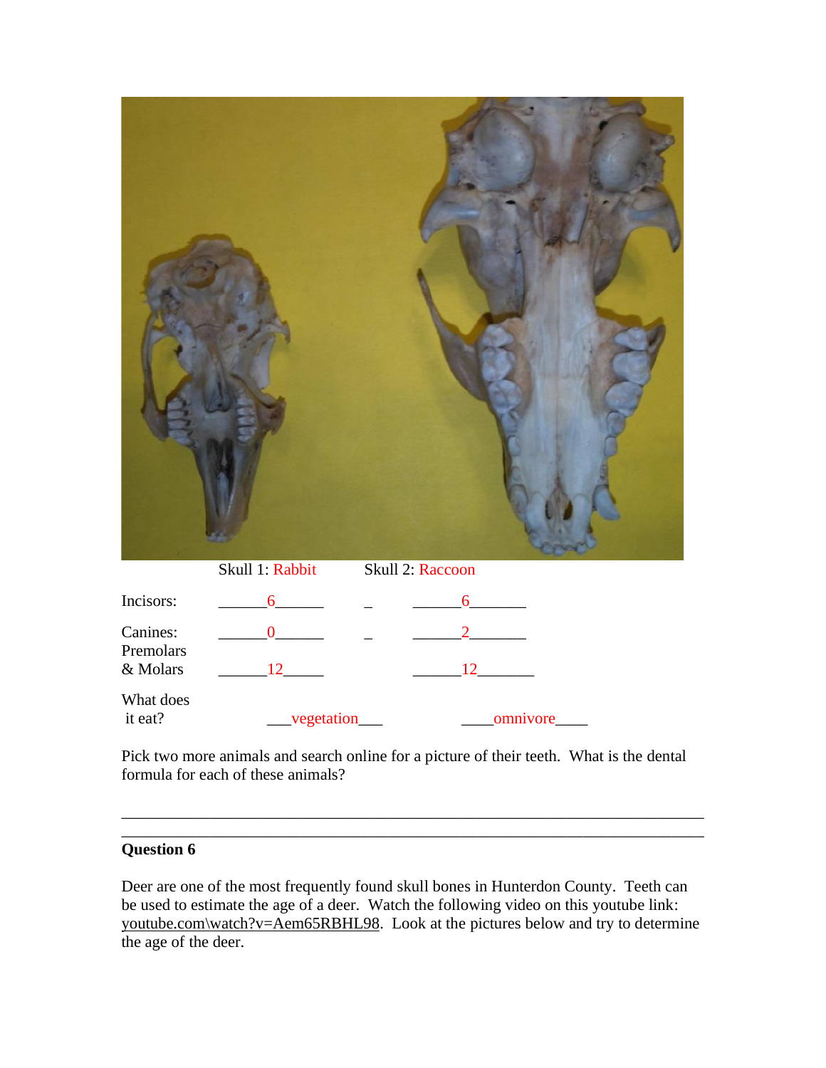| | Skull 1: Rabbit | Skull 2: Raccoon |
|---|---|---|
| Incisors: | 6 | 6 |
| Canines: | 0 | 2 |
| Premolars & Molars | 12 | 12 |
| What does it eat? | vegetation | omnivore |

Pick two more animals and search online for a picture of their teeth. What is the dental formula for each of these animals?

______________________________________________________________________

______________________________________________________________________

**Question 6**

Deer are one of the most frequently found skull bones in Hunterdon County. Teeth can be used to estimate the age of a deer. Watch the following video on this youtube link: youtube.com\watch?v=Aem65RBHL98. Look at the pictures below and try to determine the age of the deer.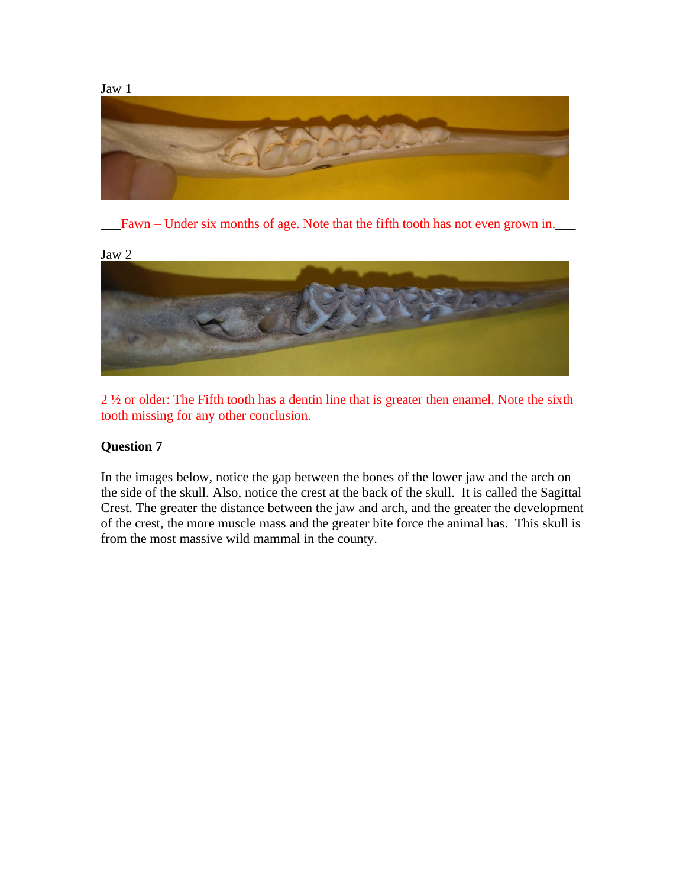Jaw 1

___Fawn – Under six months of age. Note that the fifth tooth has not even grown in.___

Jaw 2

2 ½ or older: The Fifth tooth has a dentin line that is greater then enamel. Note the sixth tooth missing for any other conclusion.

**Question 7**

In the images below, notice the gap between the bones of the lower jaw and the arch on the side of the skull. Also, notice the crest at the back of the skull. It is called the Sagittal Crest. The greater the distance between the jaw and arch, and the greater the development of the crest, the more muscle mass and the greater bite force the animal has. This skull is from the most massive wild mammal in the county.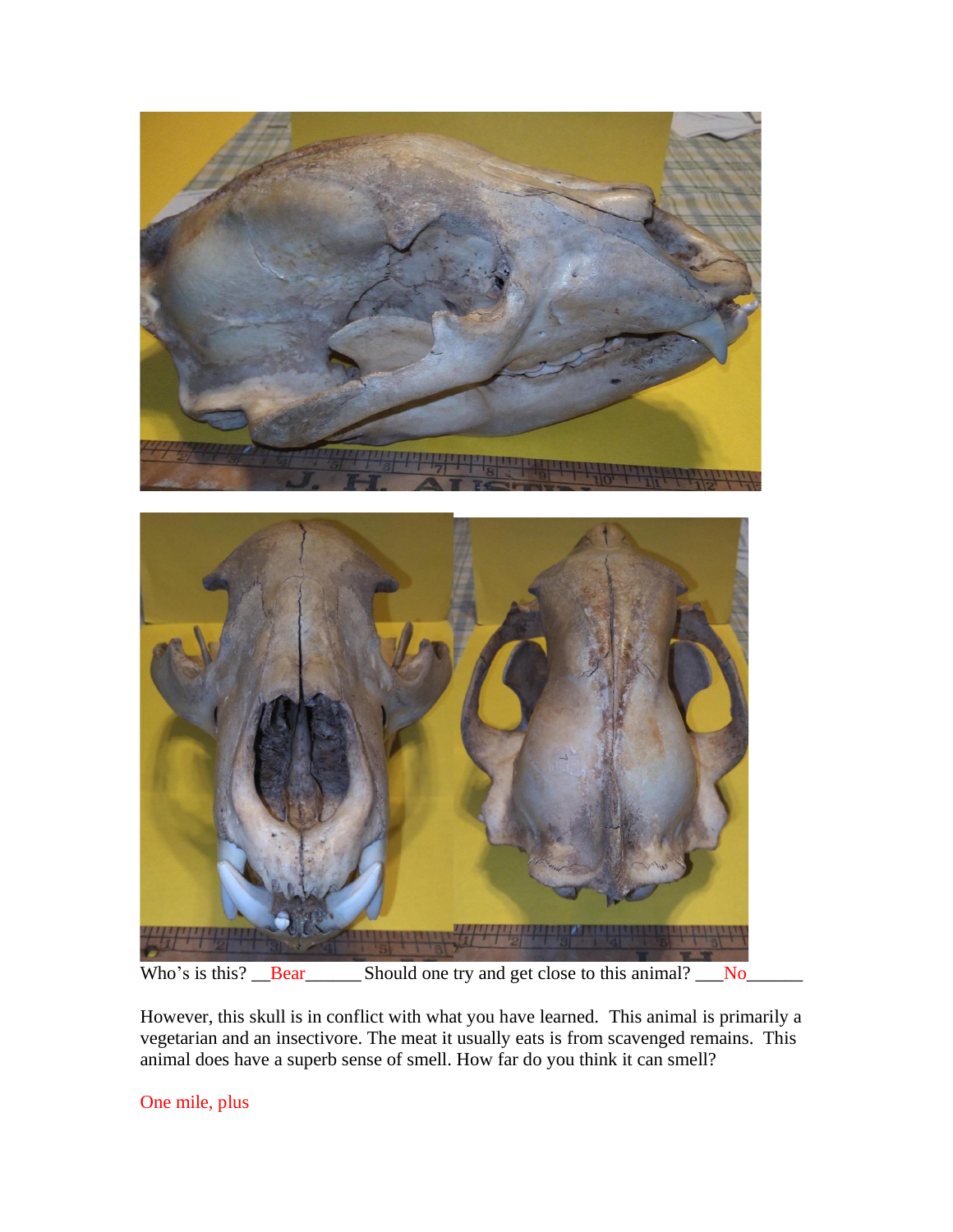Who's is this? __Bear______ Should one try and get close to this animal? ___No______

However, this skull is in conflict with what you have learned. This animal is primarily a vegetarian and an insectivore. The meat it usually eats is from scavenged remains. This animal does have a superb sense of smell. How far do you think it can smell?

One mile, plus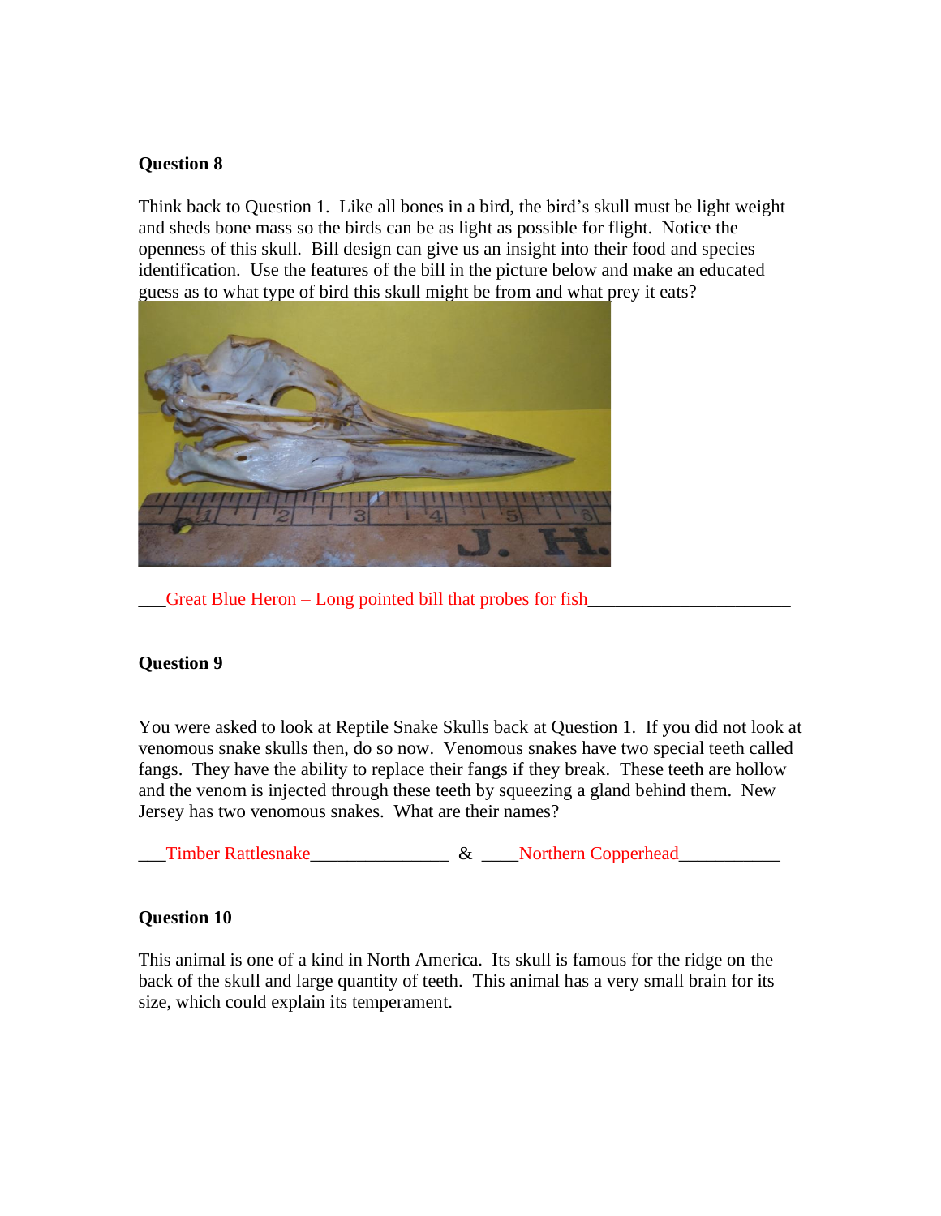**Question 8**

Think back to Question 1. Like all bones in a bird, the bird's skull must be light weight and sheds bone mass so the birds can be as light as possible for flight. Notice the openness of this skull. Bill design can give us an insight into their food and species identification. Use the features of the bill in the picture below and make an educated guess as to what type of bird this skull might be from and what prey it eats?

___Great Blue Heron – Long pointed bill that probes for fish______________________

**Question 9**

You were asked to look at Reptile Snake Skulls back at Question 1. If you did not look at venomous snake skulls then, do so now. Venomous snakes have two special teeth called fangs. They have the ability to replace their fangs if they break. These teeth are hollow and the venom is injected through these teeth by squeezing a gland behind them. New Jersey has two venomous snakes. What are their names?

___Timber Rattlesnake_______________ & ____Northern Copperhead___________

**Question 10**

This animal is one of a kind in North America. Its skull is famous for the ridge on the back of the skull and large quantity of teeth. This animal has a very small brain for its size, which could explain its temperament.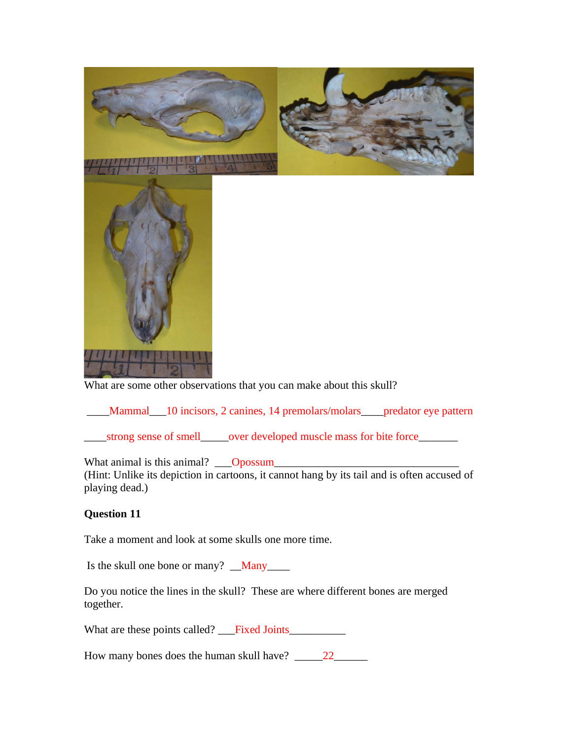What are some other observations that you can make about this skull?

____Mammal___10 incisors, 2 canines, 14 premolars/molars____predator eye pattern

____strong sense of smell_____over developed muscle mass for bite force_______

What animal is this animal? ___Opossum_________________________________
(Hint: Unlike its depiction in cartoons, it cannot hang by its tail and is often accused of playing dead.)

**Question 11**

Take a moment and look at some skulls one more time.

Is the skull one bone or many? __Many____

Do you notice the lines in the skull? These are where different bones are merged together.

What are these points called? ___Fixed Joints__________

How many bones does the human skull have? _____22______